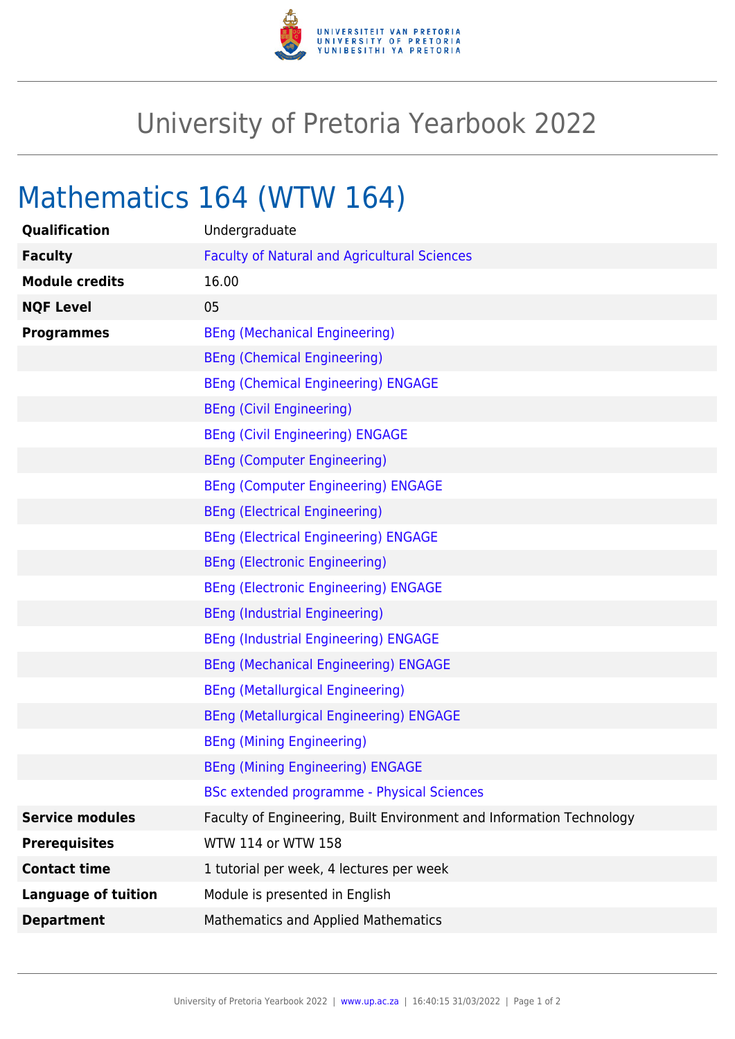# University of Pretoria Yearbook 2022

## Mathematics 164 (WTW 164)

| | |
|---|---|
| **Qualification** | Undergraduate |
| **Faculty** | Faculty of Natural and Agricultural Sciences |
| **Module credits** | 16.00 |
| **NQF Level** | 05 |
| **Programmes** | BEng (Mechanical Engineering) |
| | BEng (Chemical Engineering) |
| | BEng (Chemical Engineering) ENGAGE |
| | BEng (Civil Engineering) |
| | BEng (Civil Engineering) ENGAGE |
| | BEng (Computer Engineering) |
| | BEng (Computer Engineering) ENGAGE |
| | BEng (Electrical Engineering) |
| | BEng (Electrical Engineering) ENGAGE |
| | BEng (Electronic Engineering) |
| | BEng (Electronic Engineering) ENGAGE |
| | BEng (Industrial Engineering) |
| | BEng (Industrial Engineering) ENGAGE |
| | BEng (Mechanical Engineering) ENGAGE |
| | BEng (Metallurgical Engineering) |
| | BEng (Metallurgical Engineering) ENGAGE |
| | BEng (Mining Engineering) |
| | BEng (Mining Engineering) ENGAGE |
| | BSc extended programme - Physical Sciences |
| **Service modules** | Faculty of Engineering, Built Environment and Information Technology |
| **Prerequisites** | WTW 114 or WTW 158 |
| **Contact time** | 1 tutorial per week, 4 lectures per week |
| **Language of tuition** | Module is presented in English |
| **Department** | Mathematics and Applied Mathematics |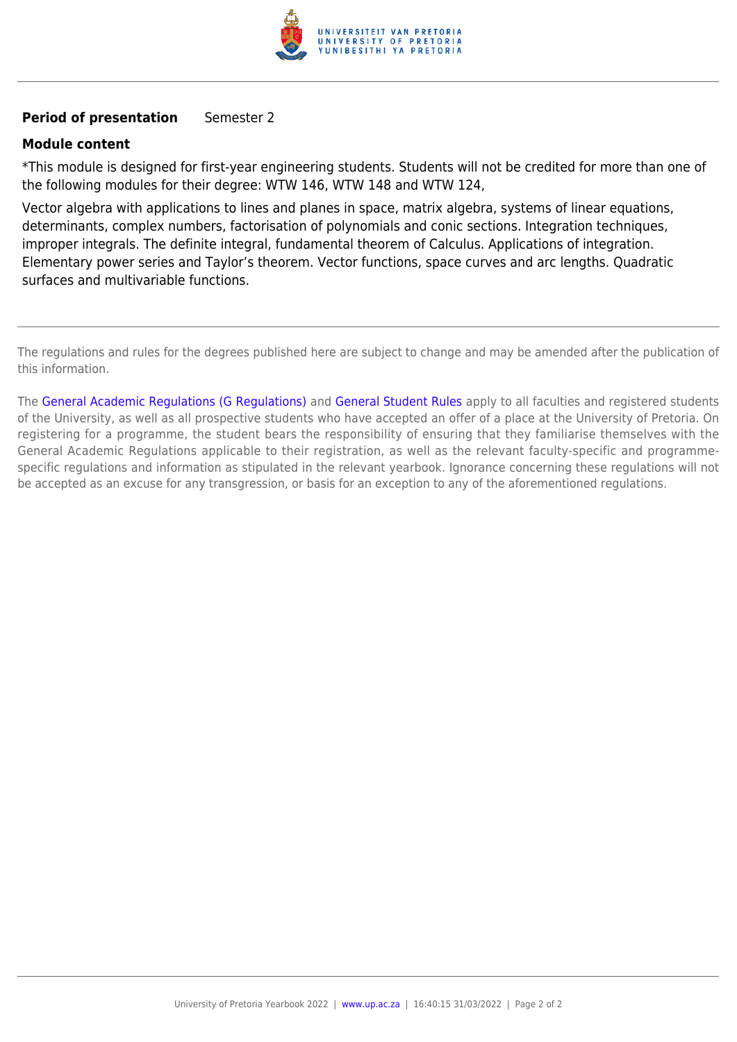**Period of presentation** Semester 2

**Module content**

*This module is designed for first-year engineering students. Students will not be credited for more than one of the following modules for their degree: WTW 146, WTW 148 and WTW 124,

Vector algebra with applications to lines and planes in space, matrix algebra, systems of linear equations, determinants, complex numbers, factorisation of polynomials and conic sections. Integration techniques, improper integrals. The definite integral, fundamental theorem of Calculus. Applications of integration. Elementary power series and Taylor's theorem. Vector functions, space curves and arc lengths. Quadratic surfaces and multivariable functions.

---

The regulations and rules for the degrees published here are subject to change and may be amended after the publication of this information.

The General Academic Regulations (G Regulations) and General Student Rules apply to all faculties and registered students of the University, as well as all prospective students who have accepted an offer of a place at the University of Pretoria. On registering for a programme, the student bears the responsibility of ensuring that they familiarise themselves with the General Academic Regulations applicable to their registration, as well as the relevant faculty-specific and programme-specific regulations and information as stipulated in the relevant yearbook. Ignorance concerning these regulations will not be accepted as an excuse for any transgression, or basis for an exception to any of the aforementioned regulations.